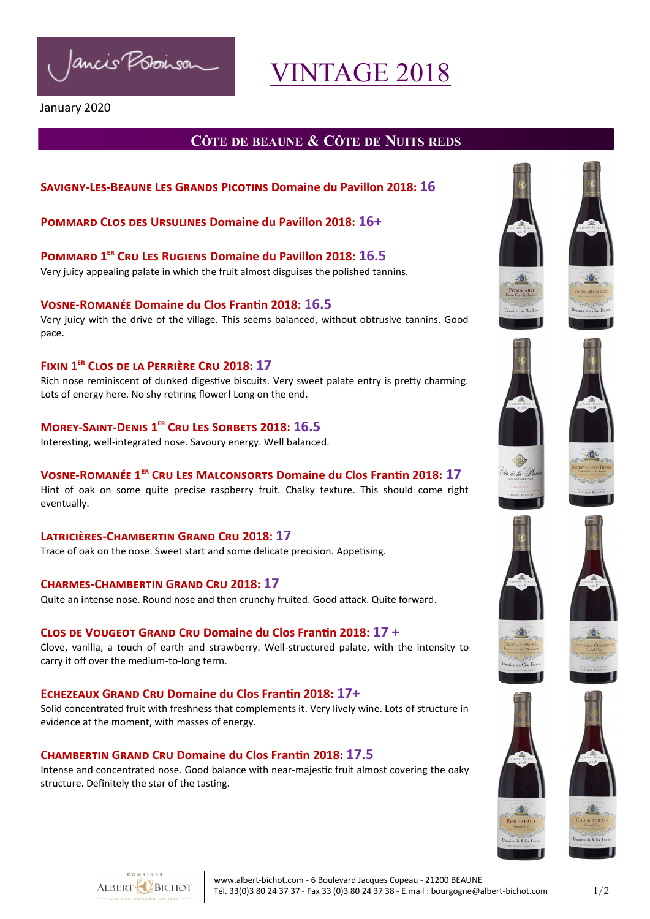Jancis Robinson

# VINTAGE 2018

January 2020

## Côte de Beaune & Côte de Nuits reds

**Savigny-les-Beaune Les Grands Picotins Domaine du Pavillon 2018: 16**

**Pommard Clos des Ursulines Domaine du Pavillon 2018: 16+**

**Pommard 1er Cru Les Rugiens Domaine du Pavillon 2018: 16.5**
Very juicy appealing palate in which the fruit almost disguises the polished tannins.

**Vosne-Romanée Domaine du Clos Frantin 2018: 16.5**
Very juicy with the drive of the village. This seems balanced, without obtrusive tannins. Good pace.

**Fixin 1er Clos de la Perrière Cru 2018: 17**
Rich nose reminiscent of dunked digestive biscuits. Very sweet palate entry is pretty charming. Lots of energy here. No shy retiring flower! Long on the end.

**Morey-Saint-Denis 1er Cru Les Sorbets 2018: 16.5**
Interesting, well-integrated nose. Savoury energy. Well balanced.

**Vosne-Romanée 1er Cru Les Malconsorts Domaine du Clos Frantin 2018: 17**
Hint of oak on some quite precise raspberry fruit. Chalky texture. This should come right eventually.

**Latricières-Chambertin Grand Cru 2018: 17**
Trace of oak on the nose. Sweet start and some delicate precision. Appetising.

**Charmes-Chambertin Grand Cru 2018: 17**
Quite an intense nose. Round nose and then crunchy fruited. Good attack. Quite forward.

**Clos de Vougeot Grand Cru Domaine du Clos Frantin 2018: 17 +**
Clove, vanilla, a touch of earth and strawberry. Well-structured palate, with the intensity to carry it off over the medium-to-long term.

**Echezeaux Grand Cru Domaine du Clos Frantin 2018: 17+**
Solid concentrated fruit with freshness that complements it. Very lively wine. Lots of structure in evidence at the moment, with masses of energy.

**Chambertin Grand Cru Domaine du Clos Frantin 2018: 17.5**
Intense and concentrated nose. Good balance with near-majestic fruit almost covering the oaky structure. Definitely the star of the tasting.

Domaines Albert Bichot – Maison fondée en 1831

www.albert-bichot.com - 6 Boulevard Jacques Copeau - 21200 BEAUNE
Tél. 33(0)3 80 24 37 37 - Fax 33 (0)3 80 24 37 38 - E.mail : bourgogne@albert-bichot.com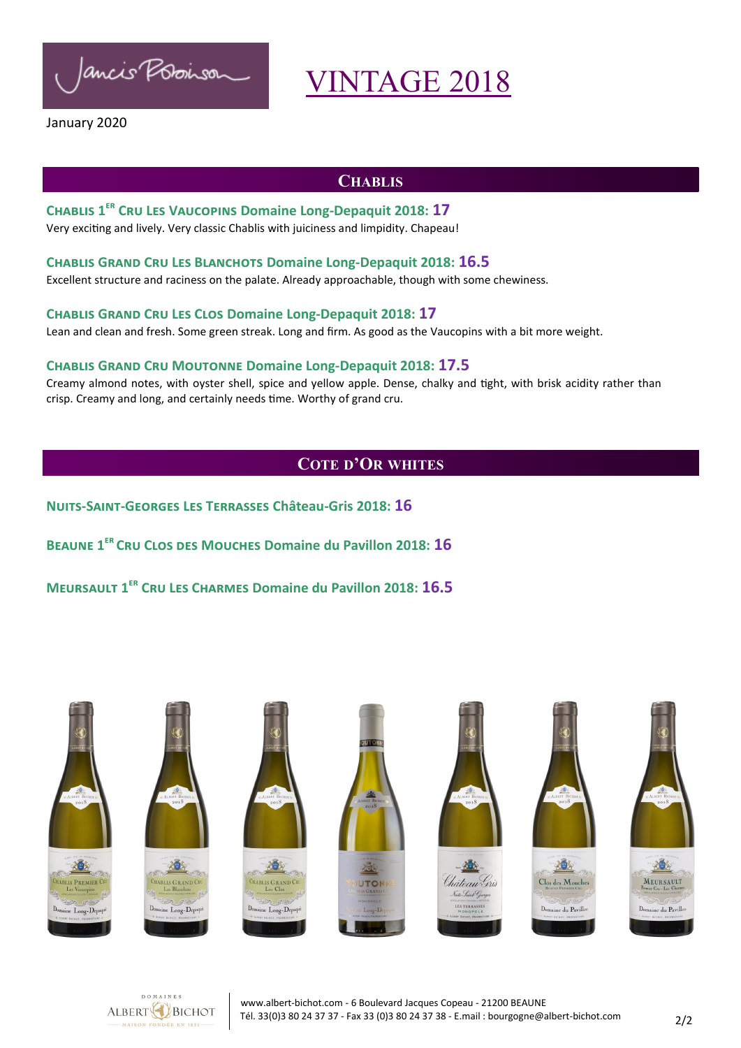Jancis Robinson

# VINTAGE 2018

January 2020

## Chablis

### Chablis 1er Cru Les Vaucopins Domaine Long-Depaquit 2018: 17

Very exciting and lively. Very classic Chablis with juiciness and limpidity. Chapeau!

### Chablis Grand Cru Les Blanchots Domaine Long-Depaquit 2018: 16.5

Excellent structure and raciness on the palate. Already approachable, though with some chewiness.

### Chablis Grand Cru Les Clos Domaine Long-Depaquit 2018: 17

Lean and clean and fresh. Some green streak. Long and firm. As good as the Vaucopins with a bit more weight.

### Chablis Grand Cru Moutonne Domaine Long-Depaquit 2018: 17.5

Creamy almond notes, with oyster shell, spice and yellow apple. Dense, chalky and tight, with brisk acidity rather than crisp. Creamy and long, and certainly needs time. Worthy of grand cru.

## Cote d'Or whites

### Nuits-Saint-Georges Les Terrasses Château-Gris 2018: 16

### Beaune 1er Cru Clos des Mouches Domaine du Pavillon 2018: 16

### Meursault 1er Cru Les Charmes Domaine du Pavillon 2018: 16.5

Domaines Albert Bichot – Maison fondée en 1831

www.albert-bichot.com - 6 Boulevard Jacques Copeau - 21200 BEAUNE
Tél. 33(0)3 80 24 37 37 - Fax 33 (0)3 80 24 37 38 - E.mail : bourgogne@albert-bichot.com